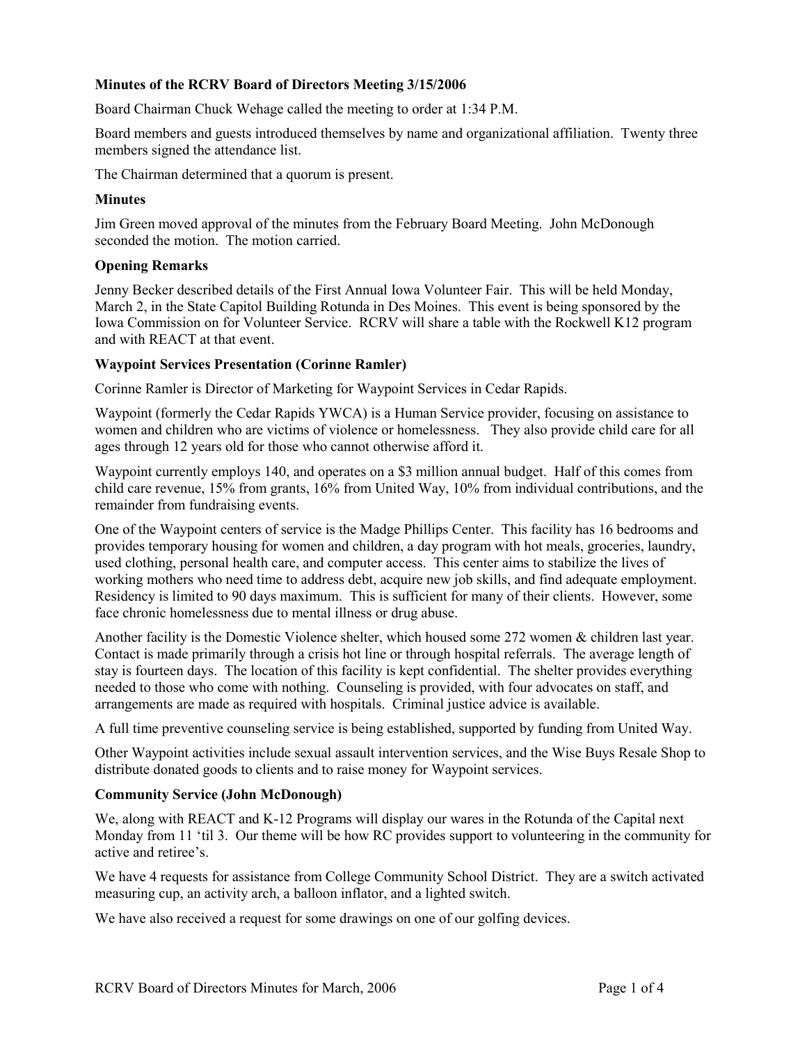**Minutes of the RCRV Board of Directors Meeting 3/15/2006**

Board Chairman Chuck Wehage called the meeting to order at 1:34 P.M.

Board members and guests introduced themselves by name and organizational affiliation. Twenty three members signed the attendance list.

The Chairman determined that a quorum is present.

**Minutes**

Jim Green moved approval of the minutes from the February Board Meeting. John McDonough seconded the motion. The motion carried.

**Opening Remarks**

Jenny Becker described details of the First Annual Iowa Volunteer Fair. This will be held Monday, March 2, in the State Capitol Building Rotunda in Des Moines. This event is being sponsored by the Iowa Commission on for Volunteer Service. RCRV will share a table with the Rockwell K12 program and with REACT at that event.

**Waypoint Services Presentation (Corinne Ramler)**

Corinne Ramler is Director of Marketing for Waypoint Services in Cedar Rapids.

Waypoint (formerly the Cedar Rapids YWCA) is a Human Service provider, focusing on assistance to women and children who are victims of violence or homelessness. They also provide child care for all ages through 12 years old for those who cannot otherwise afford it.

Waypoint currently employs 140, and operates on a $3 million annual budget. Half of this comes from child care revenue, 15% from grants, 16% from United Way, 10% from individual contributions, and the remainder from fundraising events.

One of the Waypoint centers of service is the Madge Phillips Center. This facility has 16 bedrooms and provides temporary housing for women and children, a day program with hot meals, groceries, laundry, used clothing, personal health care, and computer access. This center aims to stabilize the lives of working mothers who need time to address debt, acquire new job skills, and find adequate employment. Residency is limited to 90 days maximum. This is sufficient for many of their clients. However, some face chronic homelessness due to mental illness or drug abuse.

Another facility is the Domestic Violence shelter, which housed some 272 women & children last year. Contact is made primarily through a crisis hot line or through hospital referrals. The average length of stay is fourteen days. The location of this facility is kept confidential. The shelter provides everything needed to those who come with nothing. Counseling is provided, with four advocates on staff, and arrangements are made as required with hospitals. Criminal justice advice is available.

A full time preventive counseling service is being established, supported by funding from United Way.

Other Waypoint activities include sexual assault intervention services, and the Wise Buys Resale Shop to distribute donated goods to clients and to raise money for Waypoint services.

**Community Service (John McDonough)**

We, along with REACT and K-12 Programs will display our wares in the Rotunda of the Capital next Monday from 11 'til 3. Our theme will be how RC provides support to volunteering in the community for active and retiree's.

We have 4 requests for assistance from College Community School District. They are a switch activated measuring cup, an activity arch, a balloon inflator, and a lighted switch.

We have also received a request for some drawings on one of our golfing devices.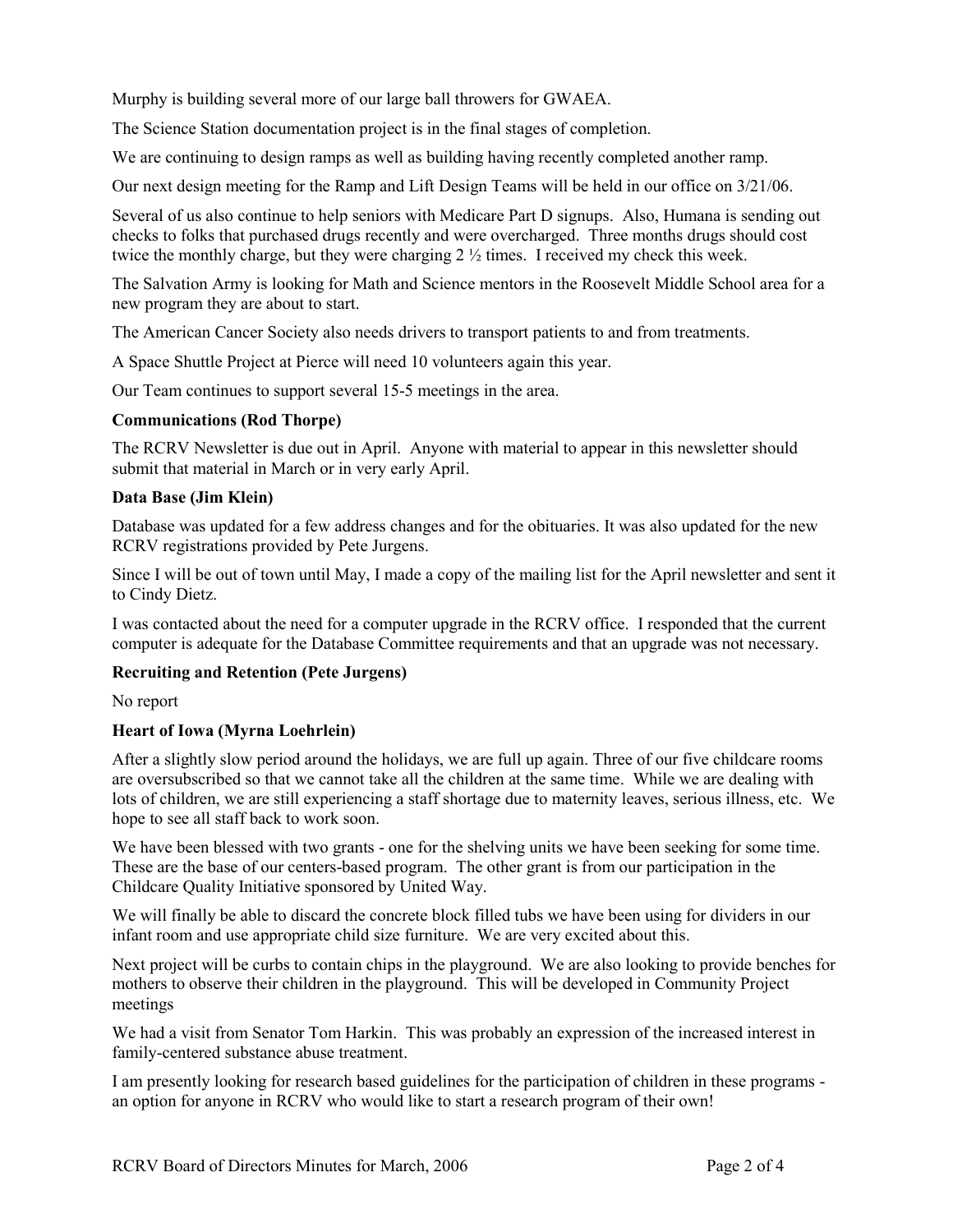Murphy is building several more of our large ball throwers for GWAEA.

The Science Station documentation project is in the final stages of completion.

We are continuing to design ramps as well as building having recently completed another ramp.

Our next design meeting for the Ramp and Lift Design Teams will be held in our office on 3/21/06.

Several of us also continue to help seniors with Medicare Part D signups. Also, Humana is sending out checks to folks that purchased drugs recently and were overcharged. Three months drugs should cost twice the monthly charge, but they were charging 2 ½ times. I received my check this week.

The Salvation Army is looking for Math and Science mentors in the Roosevelt Middle School area for a new program they are about to start.

The American Cancer Society also needs drivers to transport patients to and from treatments.

A Space Shuttle Project at Pierce will need 10 volunteers again this year.

Our Team continues to support several 15-5 meetings in the area.

**Communications (Rod Thorpe)**

The RCRV Newsletter is due out in April. Anyone with material to appear in this newsletter should submit that material in March or in very early April.

**Data Base (Jim Klein)**

Database was updated for a few address changes and for the obituaries. It was also updated for the new RCRV registrations provided by Pete Jurgens.

Since I will be out of town until May, I made a copy of the mailing list for the April newsletter and sent it to Cindy Dietz.

I was contacted about the need for a computer upgrade in the RCRV office. I responded that the current computer is adequate for the Database Committee requirements and that an upgrade was not necessary.

**Recruiting and Retention (Pete Jurgens)**

No report

**Heart of Iowa (Myrna Loehrlein)**

After a slightly slow period around the holidays, we are full up again. Three of our five childcare rooms are oversubscribed so that we cannot take all the children at the same time. While we are dealing with lots of children, we are still experiencing a staff shortage due to maternity leaves, serious illness, etc. We hope to see all staff back to work soon.

We have been blessed with two grants - one for the shelving units we have been seeking for some time. These are the base of our centers-based program. The other grant is from our participation in the Childcare Quality Initiative sponsored by United Way.

We will finally be able to discard the concrete block filled tubs we have been using for dividers in our infant room and use appropriate child size furniture. We are very excited about this.

Next project will be curbs to contain chips in the playground. We are also looking to provide benches for mothers to observe their children in the playground. This will be developed in Community Project meetings

We had a visit from Senator Tom Harkin. This was probably an expression of the increased interest in family-centered substance abuse treatment.

I am presently looking for research based guidelines for the participation of children in these programs - an option for anyone in RCRV who would like to start a research program of their own!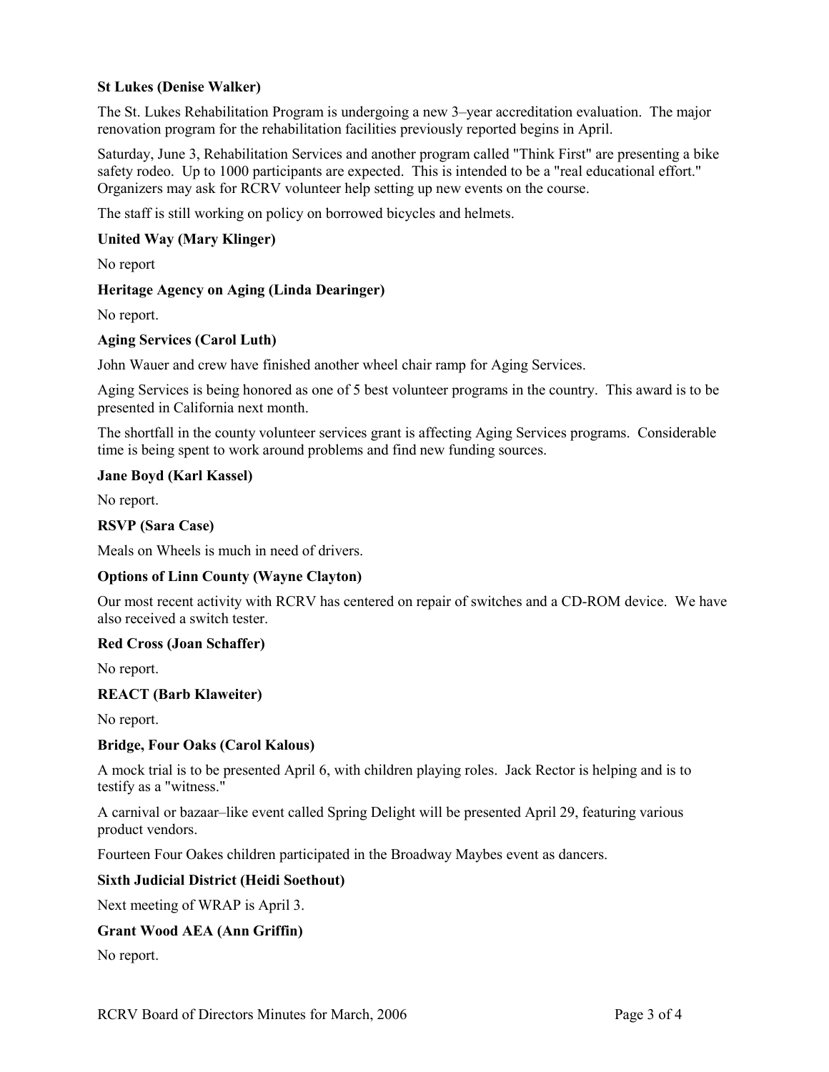**St Lukes (Denise Walker)**

The St. Lukes Rehabilitation Program is undergoing a new 3–year accreditation evaluation. The major renovation program for the rehabilitation facilities previously reported begins in April.

Saturday, June 3, Rehabilitation Services and another program called "Think First" are presenting a bike safety rodeo. Up to 1000 participants are expected. This is intended to be a "real educational effort." Organizers may ask for RCRV volunteer help setting up new events on the course.

The staff is still working on policy on borrowed bicycles and helmets.

**United Way (Mary Klinger)**

No report

**Heritage Agency on Aging (Linda Dearinger)**

No report.

**Aging Services (Carol Luth)**

John Wauer and crew have finished another wheel chair ramp for Aging Services.

Aging Services is being honored as one of 5 best volunteer programs in the country. This award is to be presented in California next month.

The shortfall in the county volunteer services grant is affecting Aging Services programs. Considerable time is being spent to work around problems and find new funding sources.

**Jane Boyd (Karl Kassel)**

No report.

**RSVP (Sara Case)**

Meals on Wheels is much in need of drivers.

**Options of Linn County (Wayne Clayton)**

Our most recent activity with RCRV has centered on repair of switches and a CD-ROM device. We have also received a switch tester.

**Red Cross (Joan Schaffer)**

No report.

**REACT (Barb Klaweiter)**

No report.

**Bridge, Four Oaks (Carol Kalous)**

A mock trial is to be presented April 6, with children playing roles. Jack Rector is helping and is to testify as a "witness."

A carnival or bazaar–like event called Spring Delight will be presented April 29, featuring various product vendors.

Fourteen Four Oakes children participated in the Broadway Maybes event as dancers.

**Sixth Judicial District (Heidi Soethout)**

Next meeting of WRAP is April 3.

**Grant Wood AEA (Ann Griffin)**

No report.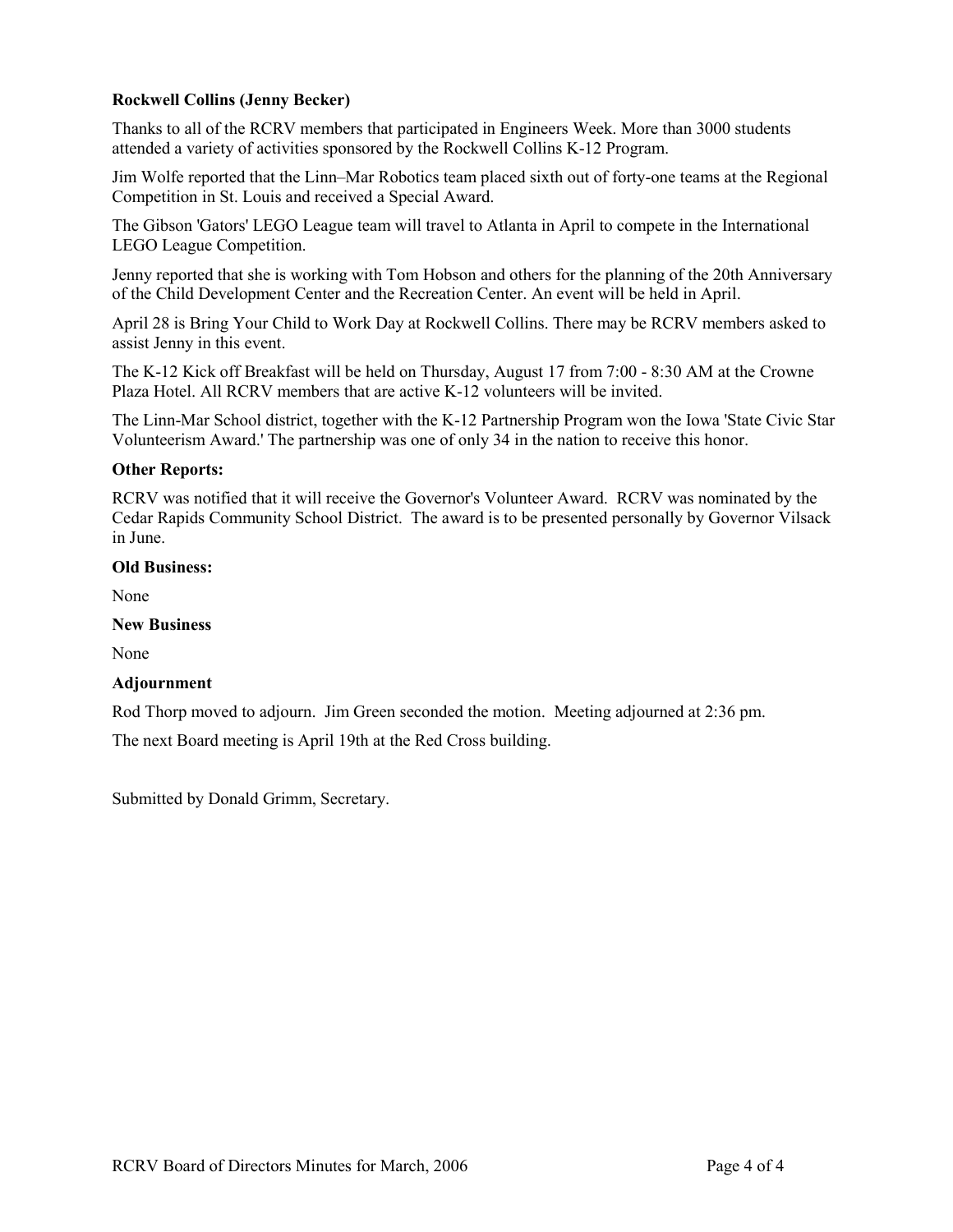**Rockwell Collins (Jenny Becker)**

Thanks to all of the RCRV members that participated in Engineers Week. More than 3000 students attended a variety of activities sponsored by the Rockwell Collins K-12 Program.

Jim Wolfe reported that the Linn–Mar Robotics team placed sixth out of forty-one teams at the Regional Competition in St. Louis and received a Special Award.

The Gibson 'Gators' LEGO League team will travel to Atlanta in April to compete in the International LEGO League Competition.

Jenny reported that she is working with Tom Hobson and others for the planning of the 20th Anniversary of the Child Development Center and the Recreation Center. An event will be held in April.

April 28 is Bring Your Child to Work Day at Rockwell Collins. There may be RCRV members asked to assist Jenny in this event.

The K-12 Kick off Breakfast will be held on Thursday, August 17 from 7:00 - 8:30 AM at the Crowne Plaza Hotel. All RCRV members that are active K-12 volunteers will be invited.

The Linn-Mar School district, together with the K-12 Partnership Program won the Iowa 'State Civic Star Volunteerism Award.' The partnership was one of only 34 in the nation to receive this honor.

**Other Reports:**

RCRV was notified that it will receive the Governor's Volunteer Award. RCRV was nominated by the Cedar Rapids Community School District. The award is to be presented personally by Governor Vilsack in June.

**Old Business:**

None

**New Business**

None

**Adjournment**

Rod Thorp moved to adjourn. Jim Green seconded the motion. Meeting adjourned at 2:36 pm.

The next Board meeting is April 19th at the Red Cross building.

Submitted by Donald Grimm, Secretary.